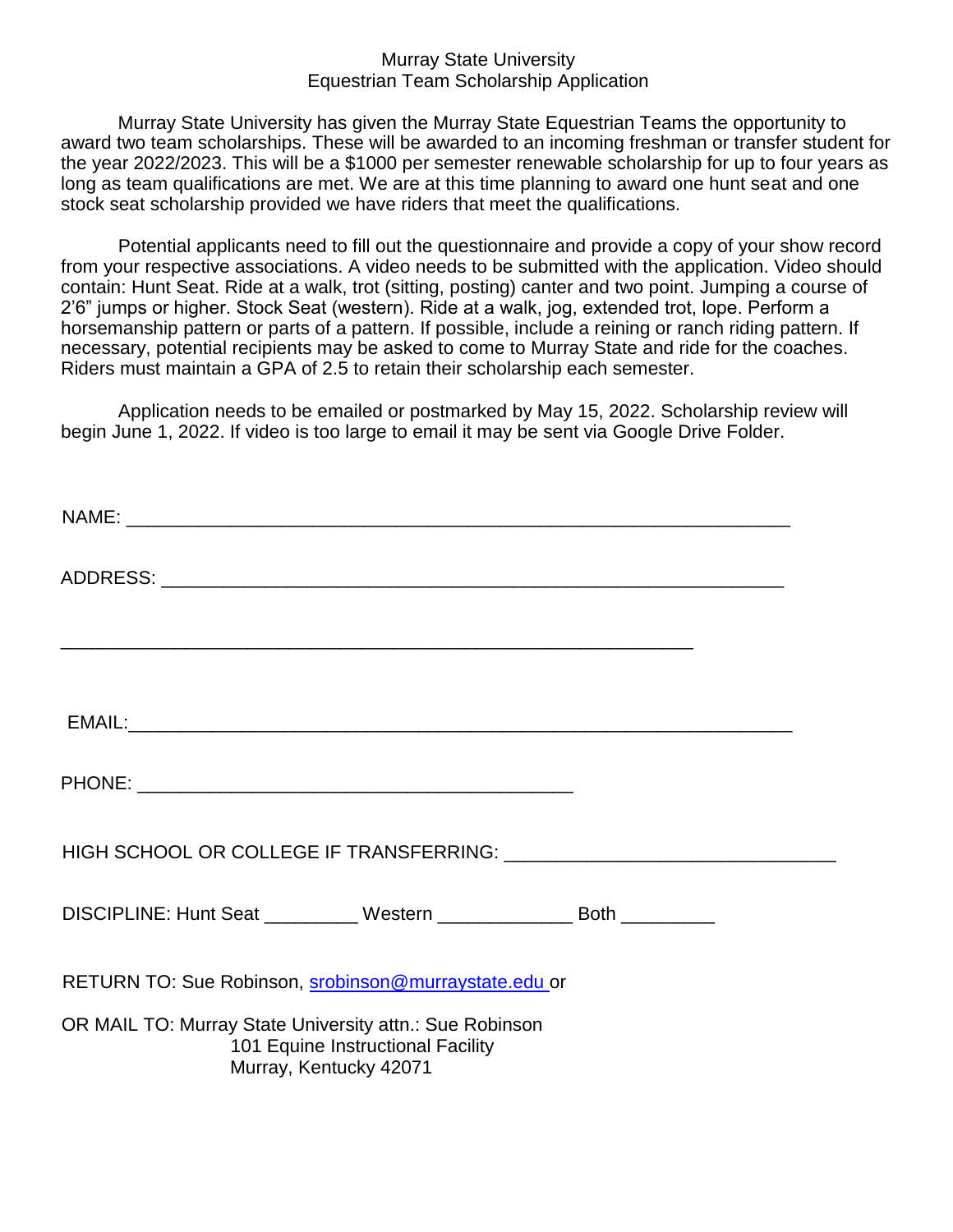# Murray State University
## Equestrian Team Scholarship Application

Murray State University has given the Murray State Equestrian Teams the opportunity to award two team scholarships. These will be awarded to an incoming freshman or transfer student for the year 2022/2023. This will be a $1000 per semester renewable scholarship for up to four years as long as team qualifications are met. We are at this time planning to award one hunt seat and one stock seat scholarship provided we have riders that meet the qualifications.

Potential applicants need to fill out the questionnaire and provide a copy of your show record from your respective associations. A video needs to be submitted with the application. Video should contain: Hunt Seat. Ride at a walk, trot (sitting, posting) canter and two point. Jumping a course of 2'6" jumps or higher. Stock Seat (western). Ride at a walk, jog, extended trot, lope. Perform a horsemanship pattern or parts of a pattern. If possible, include a reining or ranch riding pattern. If necessary, potential recipients may be asked to come to Murray State and ride for the coaches. Riders must maintain a GPA of 2.5 to retain their scholarship each semester.

Application needs to be emailed or postmarked by May 15, 2022. Scholarship review will begin June 1, 2022. If video is too large to email it may be sent via Google Drive Folder.

NAME: ____________________________________________________________

ADDRESS: _________________________________________________________

____________________________________________________________

EMAIL:____________________________________________________________

PHONE: __________________________________________

HIGH SCHOOL OR COLLEGE IF TRANSFERRING: ______________________________

DISCIPLINE: Hunt Seat _________ Western ____________ Both _________

RETURN TO: Sue Robinson, srobinson@murraystate.edu or

OR MAIL TO: Murray State University attn.: Sue Robinson
101 Equine Instructional Facility
Murray, Kentucky 42071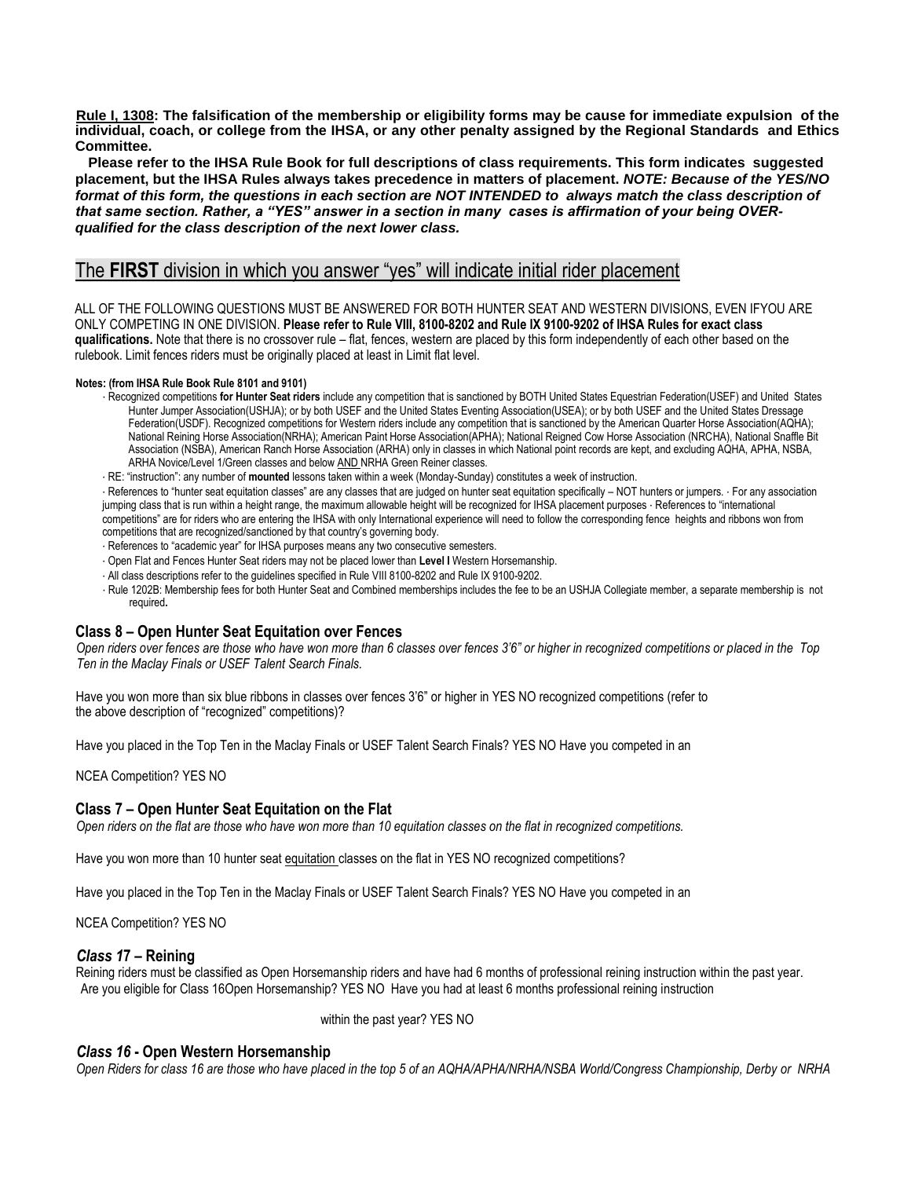**Rule I, 1308: The falsification of the membership or eligibility forms may be cause for immediate expulsion of the individual, coach, or college from the IHSA, or any other penalty assigned by the Regional Standards and Ethics Committee.**

**Please refer to the IHSA Rule Book for full descriptions of class requirements. This form indicates suggested placement, but the IHSA Rules always takes precedence in matters of placement.** ***NOTE: Because of the YES/NO format of this form, the questions in each section are NOT INTENDED to always match the class description of that same section. Rather, a "YES" answer in a section in many cases is affirmation of your being OVER-qualified for the class description of the next lower class.***

## The **FIRST** division in which you answer "yes" will indicate initial rider placement

ALL OF THE FOLLOWING QUESTIONS MUST BE ANSWERED FOR BOTH HUNTER SEAT AND WESTERN DIVISIONS, EVEN IFYOU ARE ONLY COMPETING IN ONE DIVISION. **Please refer to Rule VIII, 8100-8202 and Rule IX 9100-9202 of IHSA Rules for exact class qualifications.** Note that there is no crossover rule – flat, fences, western are placed by this form independently of each other based on the rulebook. Limit fences riders must be originally placed at least in Limit flat level.

**Notes: (from IHSA Rule Book Rule 8101 and 9101)**

- Recognized competitions **for Hunter Seat riders** include any competition that is sanctioned by BOTH United States Equestrian Federation(USEF) and United States Hunter Jumper Association(USHJA); or by both USEF and the United States Eventing Association(USEA); or by both USEF and the United States Dressage Federation(USDF). Recognized competitions for Western riders include any competition that is sanctioned by the American Quarter Horse Association(AQHA); National Reining Horse Association(NRHA); American Paint Horse Association(APHA); National Reigned Cow Horse Association (NRCHA), National Snaffle Bit Association (NSBA), American Ranch Horse Association (ARHA) only in classes in which National point records are kept, and excluding AQHA, APHA, NSBA, ARHA Novice/Level 1/Green classes and below AND NRHA Green Reiner classes.
- RE: "instruction": any number of **mounted** lessons taken within a week (Monday-Sunday) constitutes a week of instruction.
- References to "hunter seat equitation classes" are any classes that are judged on hunter seat equitation specifically – NOT hunters or jumpers. · For any association jumping class that is run within a height range, the maximum allowable height will be recognized for IHSA placement purposes · References to "international competitions" are for riders who are entering the IHSA with only International experience will need to follow the corresponding fence heights and ribbons won from competitions that are recognized/sanctioned by that country's governing body.
- References to "academic year" for IHSA purposes means any two consecutive semesters.
- Open Flat and Fences Hunter Seat riders may not be placed lower than **Level I** Western Horsemanship.
- All class descriptions refer to the guidelines specified in Rule VIII 8100-8202 and Rule IX 9100-9202.
- Rule 1202B: Membership fees for both Hunter Seat and Combined memberships includes the fee to be an USHJA Collegiate member, a separate membership is not required**.**

### Class 8 – Open Hunter Seat Equitation over Fences

*Open riders over fences are those who have won more than 6 classes over fences 3'6" or higher in recognized competitions or placed in the Top Ten in the Maclay Finals or USEF Talent Search Finals.*

Have you won more than six blue ribbons in classes over fences 3'6" or higher in recognized competitions (refer to the above description of "recognized" competitions)? YES NO

Have you placed in the Top Ten in the Maclay Finals or USEF Talent Search Finals? YES NO

Have you competed in an NCEA Competition? YES NO

### Class 7 – Open Hunter Seat Equitation on the Flat

*Open riders on the flat are those who have won more than 10 equitation classes on the flat in recognized competitions.*

Have you won more than 10 hunter seat equitation classes on the flat in recognized competitions? YES NO

Have you placed in the Top Ten in the Maclay Finals or USEF Talent Search Finals? YES NO

Have you competed in an NCEA Competition? YES NO

### *Class 1*7 – Reining

Reining riders must be classified as Open Horsemanship riders and have had 6 months of professional reining instruction within the past year.

Are you eligible for Class 16Open Horsemanship? YES NO

Have you had at least 6 months professional reining instruction within the past year? YES NO

### *Class 16* - Open Western Horsemanship

*Open Riders for class 16 are those who have placed in the top 5 of an AQHA/APHA/NRHA/NSBA World/Congress Championship, Derby or NRHA*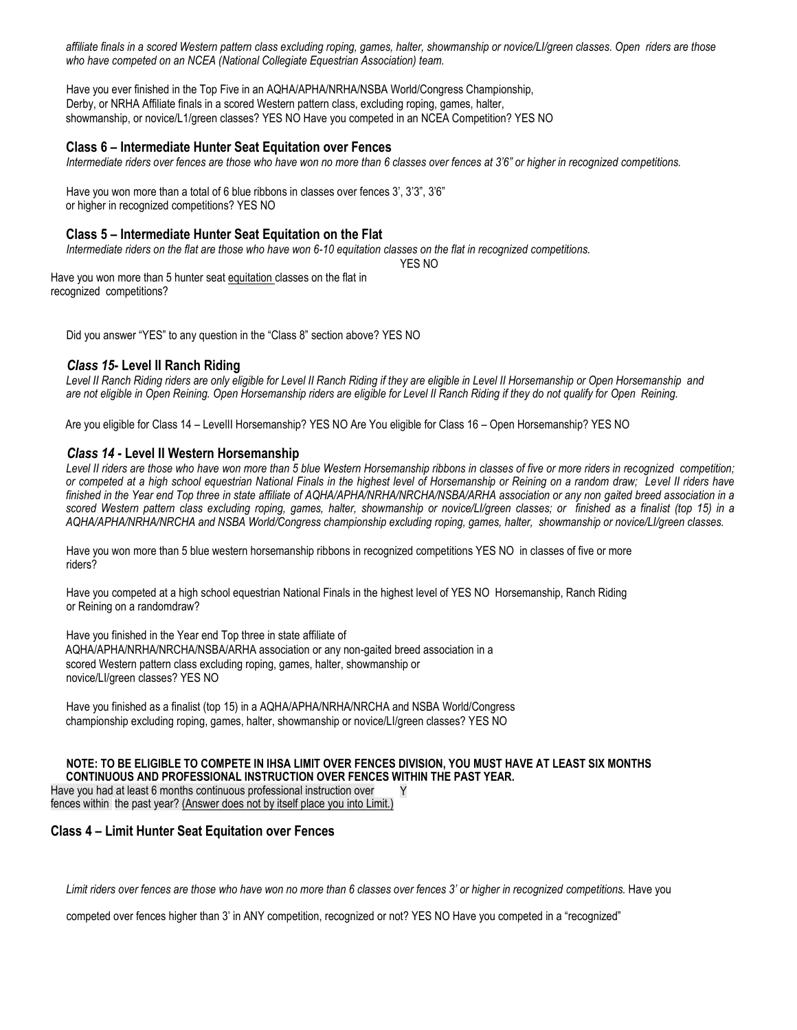*affiliate finals in a scored Western pattern class excluding roping, games, halter, showmanship or novice/LI/green classes. Open riders are those who have competed on an NCEA (National Collegiate Equestrian Association) team.*

Have you ever finished in the Top Five in an AQHA/APHA/NRHA/NSBA World/Congress Championship, Derby, or NRHA Affiliate finals in a scored Western pattern class, excluding roping, games, halter, showmanship, or novice/L1/green classes? YES NO Have you competed in an NCEA Competition? YES NO

### Class 6 – Intermediate Hunter Seat Equitation over Fences

*Intermediate riders over fences are those who have won no more than 6 classes over fences at 3'6" or higher in recognized competitions.*

Have you won more than a total of 6 blue ribbons in classes over fences 3', 3'3", 3'6" or higher in recognized competitions? YES NO

### Class 5 – Intermediate Hunter Seat Equitation on the Flat

*Intermediate riders on the flat are those who have won 6-10 equitation classes on the flat in recognized competitions.*

YES NO

Have you won more than 5 hunter seat equitation classes on the flat in recognized competitions?

Did you answer "YES" to any question in the "Class 8" section above? YES NO

### *Class 15*- Level II Ranch Riding

*Level II Ranch Riding riders are only eligible for Level II Ranch Riding if they are eligible in Level II Horsemanship or Open Horsemanship and are not eligible in Open Reining. Open Horsemanship riders are eligible for Level II Ranch Riding if they do not qualify for Open Reining.*

Are you eligible for Class 14 – LevelII Horsemanship? YES NO Are You eligible for Class 16 – Open Horsemanship? YES NO

### *Class 14* - Level II Western Horsemanship

*Level II riders are those who have won no more than 5 blue Western Horsemanship ribbons in classes of five or more riders in recognized competition; or competed at a high school equestrian National Finals in the highest level of Horsemanship or Reining on a random draw; Level II riders have finished in the Year end Top three in state affiliate of AQHA/APHA/NRHA/NRCHA/NSBA/ARHA association or any non gaited breed association in a scored Western pattern class excluding roping, games, halter, showmanship or novice/LI/green classes; or finished as a finalist (top 15) in a AQHA/APHA/NRHA/NRCHA and NSBA World/Congress championship excluding roping, games, halter, showmanship or novice/LI/green classes.*

Have you won more than 5 blue western horsemanship ribbons in recognized competitions YES NO in classes of five or more riders?

Have you competed at a high school equestrian National Finals in the highest level of YES NO Horsemanship, Ranch Riding or Reining on a randomdraw?

Have you finished in the Year end Top three in state affiliate of AQHA/APHA/NRHA/NRCHA/NSBA/ARHA association or any non-gaited breed association in a scored Western pattern class excluding roping, games, halter, showmanship or novice/LI/green classes? YES NO

Have you finished as a finalist (top 15) in a AQHA/APHA/NRHA/NRCHA and NSBA World/Congress championship excluding roping, games, halter, showmanship or novice/LI/green classes? YES NO

**NOTE: TO BE ELIGIBLE TO COMPETE IN IHSA LIMIT OVER FENCES DIVISION, YOU MUST HAVE AT LEAST SIX MONTHS CONTINUOUS AND PROFESSIONAL INSTRUCTION OVER FENCES WITHIN THE PAST YEAR.**

Have you had at least 6 months continuous professional instruction over fences within the past year? (Answer does not by itself place you into Limit.) Y

### Class 4 – Limit Hunter Seat Equitation over Fences

*Limit riders over fences are those who have won no more than 6 classes over fences 3' or higher in recognized competitions.* Have you competed over fences higher than 3' in ANY competition, recognized or not? YES NO Have you competed in a "recognized"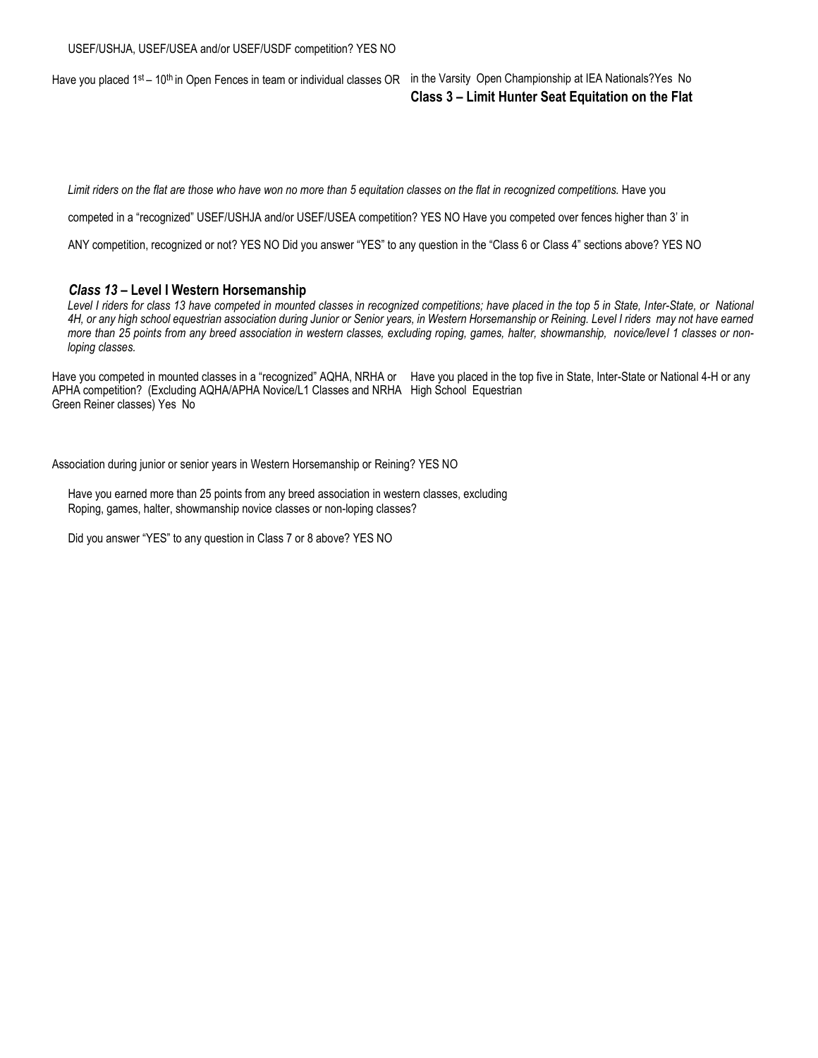USEF/USHJA, USEF/USEA and/or USEF/USDF competition? YES NO

Have you placed 1st – 10th in Open Fences in team or individual classes OR in the Varsity Open Championship at IEA Nationals?Yes No

**Class 3 – Limit Hunter Seat Equitation on the Flat**

*Limit riders on the flat are those who have won no more than 5 equitation classes on the flat in recognized competitions.* Have you competed in a "recognized" USEF/USHJA and/or USEF/USEA competition? YES NO Have you competed over fences higher than 3' in ANY competition, recognized or not? YES NO Did you answer "YES" to any question in the "Class 6 or Class 4" sections above? YES NO

### *Class 13* – Level I Western Horsemanship

*Level I riders for class 13 have competed in mounted classes in recognized competitions; have placed in the top 5 in State, Inter-State, or National 4H, or any high school equestrian association during Junior or Senior years, in Western Horsemanship or Reining. Level I riders may not have earned more than 25 points from any breed association in western classes, excluding roping, games, halter, showmanship, novice/level 1 classes or non-loping classes.*

Have you competed in mounted classes in a "recognized" AQHA, NRHA or APHA competition? (Excluding AQHA/APHA Novice/L1 Classes and NRHA Green Reiner classes) Yes No

Have you placed in the top five in State, Inter-State or National 4-H or any High School Equestrian Association during junior or senior years in Western Horsemanship or Reining? YES NO

Have you earned more than 25 points from any breed association in western classes, excluding Roping, games, halter, showmanship novice classes or non-loping classes?

Did you answer "YES" to any question in Class 7 or 8 above? YES NO